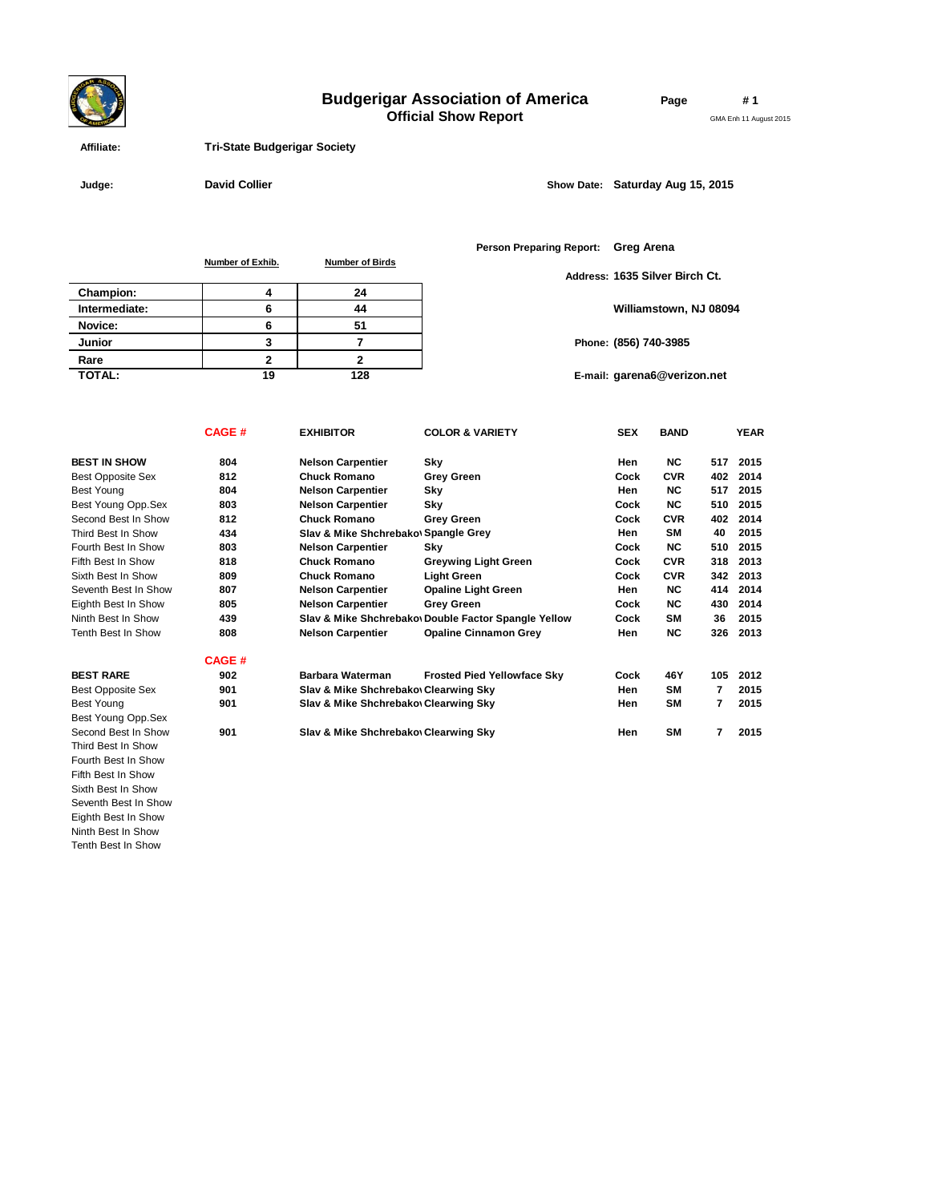# Budgerigar Association of America
## Official Show Report

Page # 1

GMA Enh 11 August 2015

**Affiliate:** Tri-State Budgerigar Society

**Judge:** David Collier

**Show Date:** Saturday Aug 15, 2015

**Person Preparing Report:** Greg Arena

**Address:** 1635 Silver Birch Ct.
Williamstown, NJ 08094

**Phone:** (856) 740-3985

**E-mail:** garena6@verizon.net

| | Number of Exhib. | Number of Birds |
|---|---|---|
| Champion: | 4 | 24 |
| Intermediate: | 6 | 44 |
| Novice: | 6 | 51 |
| Junior | 3 | 7 |
| Rare | 2 | 2 |
| TOTAL: | 19 | 128 |

| | CAGE # | EXHIBITOR | COLOR & VARIETY | SEX | BAND | | YEAR |
|---|---|---|---|---|---|---|---|
| **BEST IN SHOW** | 804 | Nelson Carpentier | Sky | Hen | NC | 517 | 2015 |
| Best Opposite Sex | 812 | Chuck Romano | Grey Green | Cock | CVR | 402 | 2014 |
| Best Young | 804 | Nelson Carpentier | Sky | Hen | NC | 517 | 2015 |
| Best Young Opp.Sex | 803 | Nelson Carpentier | Sky | Cock | NC | 510 | 2015 |
| Second Best In Show | 812 | Chuck Romano | Grey Green | Cock | CVR | 402 | 2014 |
| Third Best In Show | 434 | Slav & Mike Shchrebakov | Spangle Grey | Hen | SM | 40 | 2015 |
| Fourth Best In Show | 803 | Nelson Carpentier | Sky | Cock | NC | 510 | 2015 |
| Fifth Best In Show | 818 | Chuck Romano | Greywing Light Green | Cock | CVR | 318 | 2013 |
| Sixth Best In Show | 809 | Chuck Romano | Light Green | Cock | CVR | 342 | 2013 |
| Seventh Best In Show | 807 | Nelson Carpentier | Opaline Light Green | Hen | NC | 414 | 2014 |
| Eighth Best In Show | 805 | Nelson Carpentier | Grey Green | Cock | NC | 430 | 2014 |
| Ninth Best In Show | 439 | Slav & Mike Shchrebakov | Double Factor Spangle Yellow | Cock | SM | 36 | 2015 |
| Tenth Best In Show | 808 | Nelson Carpentier | Opaline Cinnamon Grey | Hen | NC | 326 | 2013 |

| | CAGE # | EXHIBITOR | COLOR & VARIETY | SEX | BAND | | YEAR |
|---|---|---|---|---|---|---|---|
| **BEST RARE** | 902 | Barbara Waterman | Frosted Pied Yellowface Sky | Cock | 46Y | 105 | 2012 |
| Best Opposite Sex | 901 | Slav & Mike Shchrebakov | Clearwing Sky | Hen | SM | 7 | 2015 |
| Best Young | 901 | Slav & Mike Shchrebakov | Clearwing Sky | Hen | SM | 7 | 2015 |
| Best Young Opp.Sex | | | | | | | |
| Second Best In Show | 901 | Slav & Mike Shchrebakov | Clearwing Sky | Hen | SM | 7 | 2015 |
| Third Best In Show | | | | | | | |
| Fourth Best In Show | | | | | | | |
| Fifth Best In Show | | | | | | | |
| Sixth Best In Show | | | | | | | |
| Seventh Best In Show | | | | | | | |
| Eighth Best In Show | | | | | | | |
| Ninth Best In Show | | | | | | | |
| Tenth Best In Show | | | | | | | |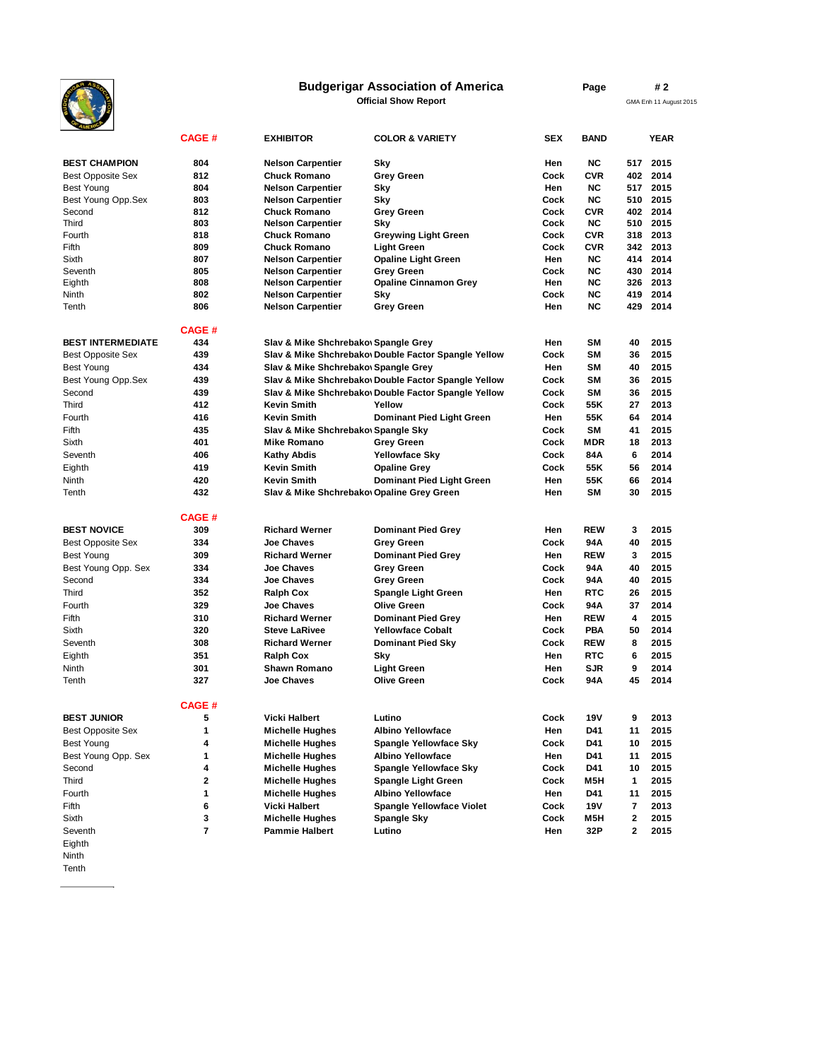**Budgerigar Association of America**

**Official Show Report**

**Page # 2**

GMA Enh 11 August 2015

| | CAGE # | EXHIBITOR | COLOR & VARIETY | SEX | BAND | | YEAR |
|---|---|---|---|---|---|---|---|
| **BEST CHAMPION** | 804 | Nelson Carpentier | Sky | Hen | NC | 517 | 2015 |
| Best Opposite Sex | 812 | Chuck Romano | Grey Green | Cock | CVR | 402 | 2014 |
| Best Young | 804 | Nelson Carpentier | Sky | Hen | NC | 517 | 2015 |
| Best Young Opp.Sex | 803 | Nelson Carpentier | Sky | Cock | NC | 510 | 2015 |
| Second | 812 | Chuck Romano | Grey Green | Cock | CVR | 402 | 2014 |
| Third | 803 | Nelson Carpentier | Sky | Cock | NC | 510 | 2015 |
| Fourth | 818 | Chuck Romano | Greywing Light Green | Cock | CVR | 318 | 2013 |
| Fifth | 809 | Chuck Romano | Light Green | Cock | CVR | 342 | 2013 |
| Sixth | 807 | Nelson Carpentier | Opaline Light Green | Hen | NC | 414 | 2014 |
| Seventh | 805 | Nelson Carpentier | Grey Green | Cock | NC | 430 | 2014 |
| Eighth | 808 | Nelson Carpentier | Opaline Cinnamon Grey | Hen | NC | 326 | 2013 |
| Ninth | 802 | Nelson Carpentier | Sky | Cock | NC | 419 | 2014 |
| Tenth | 806 | Nelson Carpentier | Grey Green | Hen | NC | 429 | 2014 |

| | CAGE # | EXHIBITOR | COLOR & VARIETY | SEX | BAND | | YEAR |
|---|---|---|---|---|---|---|---|
| **BEST INTERMEDIATE** | 434 | Slav & Mike Shchrebakov | Spangle Grey | Hen | SM | 40 | 2015 |
| Best Opposite Sex | 439 | Slav & Mike Shchrebakov | Double Factor Spangle Yellow | Cock | SM | 36 | 2015 |
| Best Young | 434 | Slav & Mike Shchrebakov | Spangle Grey | Hen | SM | 40 | 2015 |
| Best Young Opp.Sex | 439 | Slav & Mike Shchrebakov | Double Factor Spangle Yellow | Cock | SM | 36 | 2015 |
| Second | 439 | Slav & Mike Shchrebakov | Double Factor Spangle Yellow | Cock | SM | 36 | 2015 |
| Third | 412 | Kevin Smith | Yellow | Cock | 55K | 27 | 2013 |
| Fourth | 416 | Kevin Smith | Dominant Pied Light Green | Hen | 55K | 64 | 2014 |
| Fifth | 435 | Slav & Mike Shchrebakov | Spangle Sky | Cock | SM | 41 | 2015 |
| Sixth | 401 | Mike Romano | Grey Green | Cock | MDR | 18 | 2013 |
| Seventh | 406 | Kathy Abdis | Yellowface Sky | Cock | 84A | 6 | 2014 |
| Eighth | 419 | Kevin Smith | Opaline Grey | Cock | 55K | 56 | 2014 |
| Ninth | 420 | Kevin Smith | Dominant Pied Light Green | Hen | 55K | 66 | 2014 |
| Tenth | 432 | Slav & Mike Shchrebakov | Opaline Grey Green | Hen | SM | 30 | 2015 |

| | CAGE # | EXHIBITOR | COLOR & VARIETY | SEX | BAND | | YEAR |
|---|---|---|---|---|---|---|---|
| **BEST NOVICE** | 309 | Richard Werner | Dominant Pied Grey | Hen | REW | 3 | 2015 |
| Best Opposite Sex | 334 | Joe Chaves | Grey Green | Cock | 94A | 40 | 2015 |
| Best Young | 309 | Richard Werner | Dominant Pied Grey | Hen | REW | 3 | 2015 |
| Best Young Opp. Sex | 334 | Joe Chaves | Grey Green | Cock | 94A | 40 | 2015 |
| Second | 334 | Joe Chaves | Grey Green | Cock | 94A | 40 | 2015 |
| Third | 352 | Ralph Cox | Spangle Light Green | Hen | RTC | 26 | 2015 |
| Fourth | 329 | Joe Chaves | Olive Green | Cock | 94A | 37 | 2014 |
| Fifth | 310 | Richard Werner | Dominant Pied Grey | Hen | REW | 4 | 2015 |
| Sixth | 320 | Steve LaRivee | Yellowface Cobalt | Cock | PBA | 50 | 2014 |
| Seventh | 308 | Richard Werner | Dominant Pied Sky | Cock | REW | 8 | 2015 |
| Eighth | 351 | Ralph Cox | Sky | Hen | RTC | 6 | 2015 |
| Ninth | 301 | Shawn Romano | Light Green | Hen | SJR | 9 | 2014 |
| Tenth | 327 | Joe Chaves | Olive Green | Cock | 94A | 45 | 2014 |

| | CAGE # | EXHIBITOR | COLOR & VARIETY | SEX | BAND | | YEAR |
|---|---|---|---|---|---|---|---|
| **BEST JUNIOR** | 5 | Vicki Halbert | Lutino | Cock | 19V | 9 | 2013 |
| Best Opposite Sex | 1 | Michelle Hughes | Albino Yellowface | Hen | D41 | 11 | 2015 |
| Best Young | 4 | Michelle Hughes | Spangle Yellowface Sky | Cock | D41 | 10 | 2015 |
| Best Young Opp. Sex | 1 | Michelle Hughes | Albino Yellowface | Hen | D41 | 11 | 2015 |
| Second | 4 | Michelle Hughes | Spangle Yellowface Sky | Cock | D41 | 10 | 2015 |
| Third | 2 | Michelle Hughes | Spangle Light Green | Cock | M5H | 1 | 2015 |
| Fourth | 1 | Michelle Hughes | Albino Yellowface | Hen | D41 | 11 | 2015 |
| Fifth | 6 | Vicki Halbert | Spangle Yellowface Violet | Cock | 19V | 7 | 2013 |
| Sixth | 3 | Michelle Hughes | Spangle Sky | Cock | M5H | 2 | 2015 |
| Seventh | 7 | Pammie Halbert | Lutino | Hen | 32P | 2 | 2015 |
| Eighth | | | | | | | |
| Ninth | | | | | | | |
| Tenth | | | | | | | |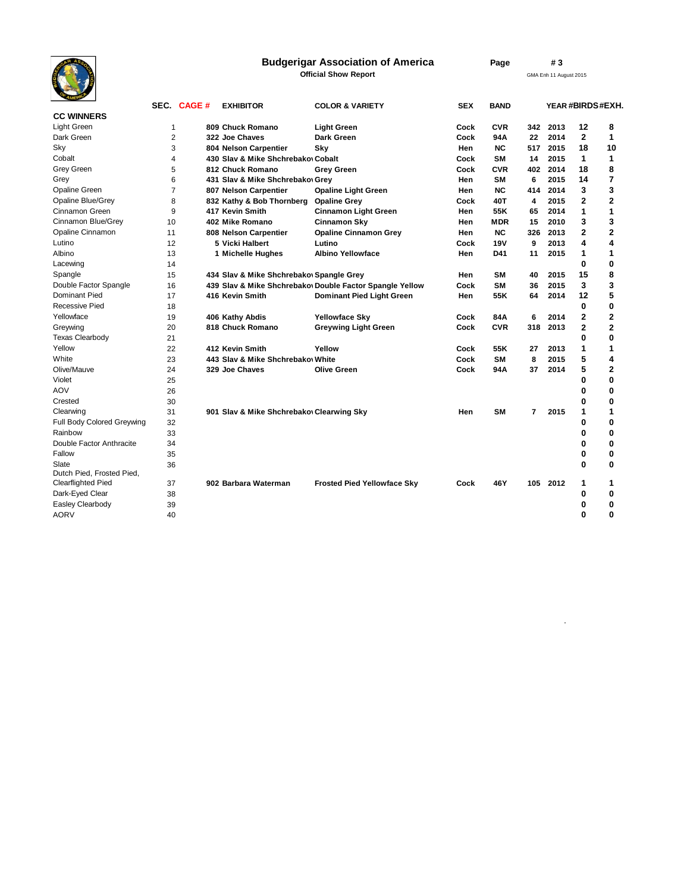# Budgerigar Association of America

**Official Show Report**

Page # 3

GMA Enh 11 August 2015

| CC WINNERS | SEC. | CAGE # | EXHIBITOR | COLOR & VARIETY | SEX | BAND | | YEAR | #BIRDS | #EXH. |
|---|---|---|---|---|---|---|---|---|---|---|
| Light Green | 1 | 809 | Chuck Romano | Light Green | Cock | CVR | 342 | 2013 | 12 | 8 |
| Dark Green | 2 | 322 | Joe Chaves | Dark Green | Cock | 94A | 22 | 2014 | 2 | 1 |
| Sky | 3 | 804 | Nelson Carpentier | Sky | Hen | NC | 517 | 2015 | 18 | 10 |
| Cobalt | 4 | 430 | Slav & Mike Shchrebakov | Cobalt | Cock | SM | 14 | 2015 | 1 | 1 |
| Grey Green | 5 | 812 | Chuck Romano | Grey Green | Cock | CVR | 402 | 2014 | 18 | 8 |
| Grey | 6 | 431 | Slav & Mike Shchrebakov | Grey | Hen | SM | 6 | 2015 | 14 | 7 |
| Opaline Green | 7 | 807 | Nelson Carpentier | Opaline Light Green | Hen | NC | 414 | 2014 | 3 | 3 |
| Opaline Blue/Grey | 8 | 832 | Kathy & Bob Thornberg | Opaline Grey | Cock | 40T | 4 | 2015 | 2 | 2 |
| Cinnamon Green | 9 | 417 | Kevin Smith | Cinnamon Light Green | Hen | 55K | 65 | 2014 | 1 | 1 |
| Cinnamon Blue/Grey | 10 | 402 | Mike Romano | Cinnamon Sky | Hen | MDR | 15 | 2010 | 3 | 3 |
| Opaline Cinnamon | 11 | 808 | Nelson Carpentier | Opaline Cinnamon Grey | Hen | NC | 326 | 2013 | 2 | 2 |
| Lutino | 12 | 5 | Vicki Halbert | Lutino | Cock | 19V | 9 | 2013 | 4 | 4 |
| Albino | 13 | 1 | Michelle Hughes | Albino Yellowface | Hen | D41 | 11 | 2015 | 1 | 1 |
| Lacewing | 14 | | | | | | | | 0 | 0 |
| Spangle | 15 | 434 | Slav & Mike Shchrebakov | Spangle Grey | Hen | SM | 40 | 2015 | 15 | 8 |
| Double Factor Spangle | 16 | 439 | Slav & Mike Shchrebakov | Double Factor Spangle Yellow | Cock | SM | 36 | 2015 | 3 | 3 |
| Dominant Pied | 17 | 416 | Kevin Smith | Dominant Pied Light Green | Hen | 55K | 64 | 2014 | 12 | 5 |
| Recessive Pied | 18 | | | | | | | | 0 | 0 |
| Yellowface | 19 | 406 | Kathy Abdis | Yellowface Sky | Cock | 84A | 6 | 2014 | 2 | 2 |
| Greywing | 20 | 818 | Chuck Romano | Greywing Light Green | Cock | CVR | 318 | 2013 | 2 | 2 |
| Texas Clearbody | 21 | | | | | | | | 0 | 0 |
| Yellow | 22 | 412 | Kevin Smith | Yellow | Cock | 55K | 27 | 2013 | 1 | 1 |
| White | 23 | 443 | Slav & Mike Shchrebakov | White | Cock | SM | 8 | 2015 | 5 | 4 |
| Olive/Mauve | 24 | 329 | Joe Chaves | Olive Green | Cock | 94A | 37 | 2014 | 5 | 2 |
| Violet | 25 | | | | | | | | 0 | 0 |
| AOV | 26 | | | | | | | | 0 | 0 |
| Crested | 30 | | | | | | | | 0 | 0 |
| Clearwing | 31 | 901 | Slav & Mike Shchrebakov | Clearwing Sky | Hen | SM | 7 | 2015 | 1 | 1 |
| Full Body Colored Greywing | 32 | | | | | | | | 0 | 0 |
| Rainbow | 33 | | | | | | | | 0 | 0 |
| Double Factor Anthracite | 34 | | | | | | | | 0 | 0 |
| Fallow | 35 | | | | | | | | 0 | 0 |
| Slate | 36 | | | | | | | | 0 | 0 |
| Dutch Pied, Frosted Pied, Clearflighted Pied | 37 | 902 | Barbara Waterman | Frosted Pied Yellowface Sky | Cock | 46Y | 105 | 2012 | 1 | 1 |
| Dark-Eyed Clear | 38 | | | | | | | | 0 | 0 |
| Easley Clearbody | 39 | | | | | | | | 0 | 0 |
| AORV | 40 | | | | | | | | 0 | 0 |